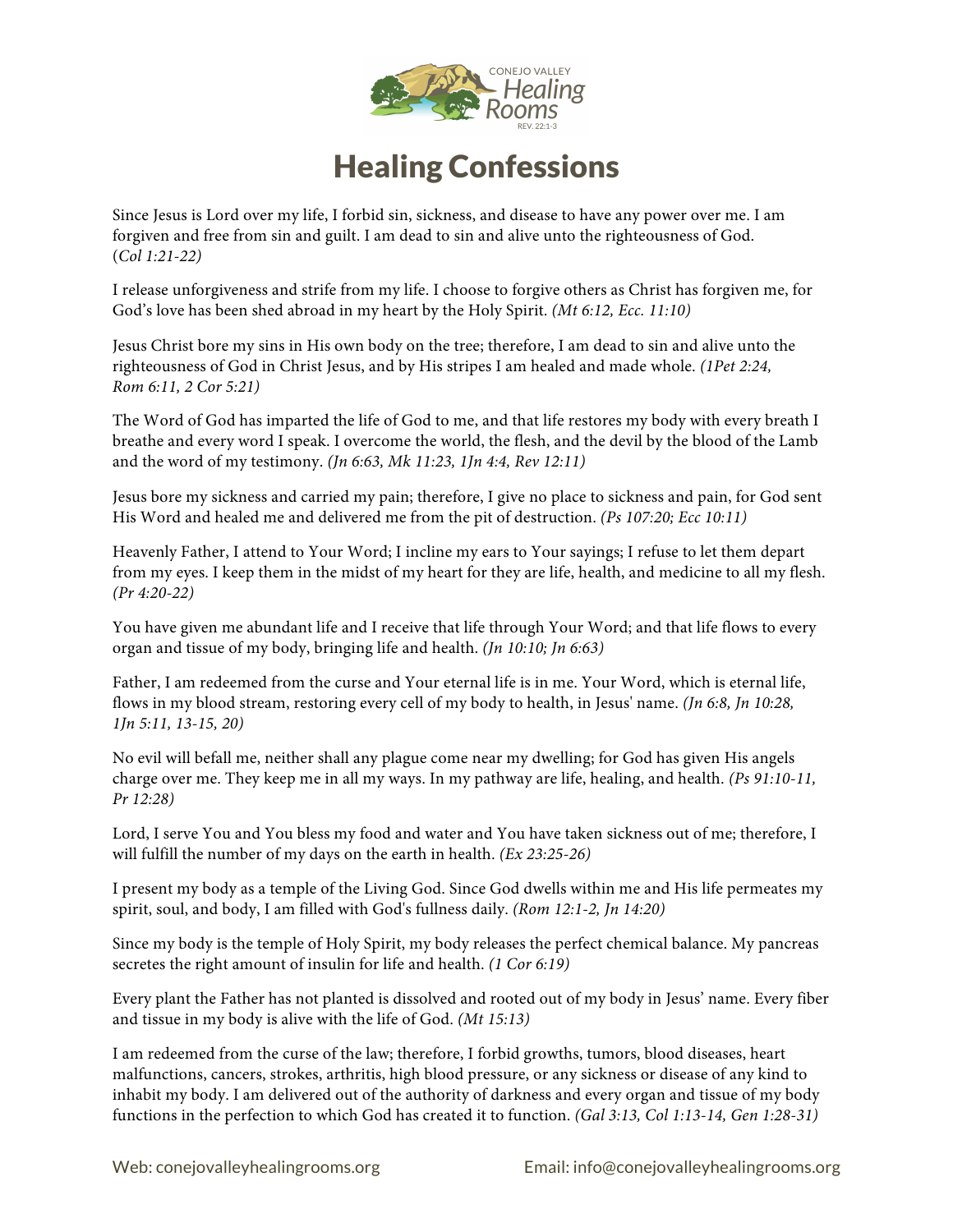# Healing Confessions

Since Jesus is Lord over my life, I forbid sin, sickness, and disease to have any power over me. I am forgiven and free from sin and guilt. I am dead to sin and alive unto the righteousness of God. (*Col 1:21-22)*

I release unforgiveness and strife from my life. I choose to forgive others as Christ has forgiven me, for God's love has been shed abroad in my heart by the Holy Spirit. *(Mt 6:12, Ecc. 11:10)*

Jesus Christ bore my sins in His own body on the tree; therefore, I am dead to sin and alive unto the righteousness of God in Christ Jesus, and by His stripes I am healed and made whole. *(1Pet 2:24, Rom 6:11, 2 Cor 5:21)*

The Word of God has imparted the life of God to me, and that life restores my body with every breath I breathe and every word I speak. I overcome the world, the flesh, and the devil by the blood of the Lamb and the word of my testimony. *(Jn 6:63, Mk 11:23, 1Jn 4:4, Rev 12:11)*

Jesus bore my sickness and carried my pain; therefore, I give no place to sickness and pain, for God sent His Word and healed me and delivered me from the pit of destruction. *(Ps 107:20; Ecc 10:11)*

Heavenly Father, I attend to Your Word; I incline my ears to Your sayings; I refuse to let them depart from my eyes. I keep them in the midst of my heart for they are life, health, and medicine to all my flesh. *(Pr 4:20-22)*

You have given me abundant life and I receive that life through Your Word; and that life flows to every organ and tissue of my body, bringing life and health. *(Jn 10:10; Jn 6:63)*

Father, I am redeemed from the curse and Your eternal life is in me. Your Word, which is eternal life, flows in my blood stream, restoring every cell of my body to health, in Jesus' name. *(Jn 6:8, Jn 10:28, 1Jn 5:11, 13-15, 20)*

No evil will befall me, neither shall any plague come near my dwelling; for God has given His angels charge over me. They keep me in all my ways. In my pathway are life, healing, and health. *(Ps 91:10-11, Pr 12:28)*

Lord, I serve You and You bless my food and water and You have taken sickness out of me; therefore, I will fulfill the number of my days on the earth in health. *(Ex 23:25-26)*

I present my body as a temple of the Living God. Since God dwells within me and His life permeates my spirit, soul, and body, I am filled with God's fullness daily. *(Rom 12:1-2, Jn 14:20)*

Since my body is the temple of Holy Spirit, my body releases the perfect chemical balance. My pancreas secretes the right amount of insulin for life and health. *(1 Cor 6:19)*

Every plant the Father has not planted is dissolved and rooted out of my body in Jesus' name. Every fiber and tissue in my body is alive with the life of God. *(Mt 15:13)*

I am redeemed from the curse of the law; therefore, I forbid growths, tumors, blood diseases, heart malfunctions, cancers, strokes, arthritis, high blood pressure, or any sickness or disease of any kind to inhabit my body. I am delivered out of the authority of darkness and every organ and tissue of my body functions in the perfection to which God has created it to function. *(Gal 3:13, Col 1:13-14, Gen 1:28-31)*

Web: conejovalleyhealingrooms.org Email: info@conejovalleyhealingrooms.org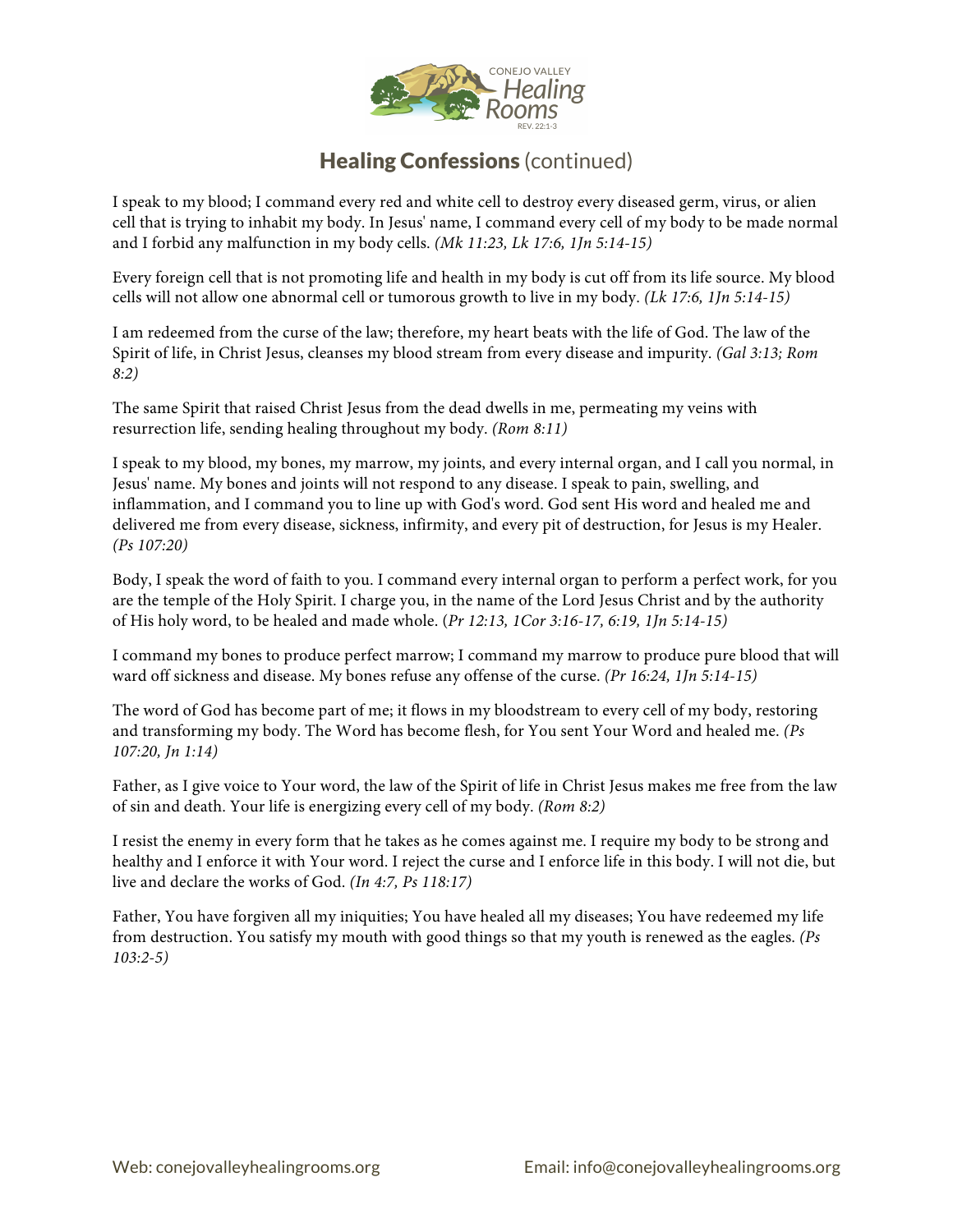## **Healing Confessions** (continued)

I speak to my blood; I command every red and white cell to destroy every diseased germ, virus, or alien cell that is trying to inhabit my body. In Jesus' name, I command every cell of my body to be made normal and I forbid any malfunction in my body cells. *(Mk 11:23, Lk 17:6, 1Jn 5:14-15)*

Every foreign cell that is not promoting life and health in my body is cut off from its life source. My blood cells will not allow one abnormal cell or tumorous growth to live in my body. *(Lk 17:6, 1Jn 5:14-15)*

I am redeemed from the curse of the law; therefore, my heart beats with the life of God. The law of the Spirit of life, in Christ Jesus, cleanses my blood stream from every disease and impurity. *(Gal 3:13; Rom 8:2)*

The same Spirit that raised Christ Jesus from the dead dwells in me, permeating my veins with resurrection life, sending healing throughout my body. *(Rom 8:11)*

I speak to my blood, my bones, my marrow, my joints, and every internal organ, and I call you normal, in Jesus' name. My bones and joints will not respond to any disease. I speak to pain, swelling, and inflammation, and I command you to line up with God's word. God sent His word and healed me and delivered me from every disease, sickness, infirmity, and every pit of destruction, for Jesus is my Healer. *(Ps 107:20)*

Body, I speak the word of faith to you. I command every internal organ to perform a perfect work, for you are the temple of the Holy Spirit. I charge you, in the name of the Lord Jesus Christ and by the authority of His holy word, to be healed and made whole. (*Pr 12:13, 1Cor 3:16-17, 6:19, 1Jn 5:14-15)*

I command my bones to produce perfect marrow; I command my marrow to produce pure blood that will ward off sickness and disease. My bones refuse any offense of the curse. *(Pr 16:24, 1Jn 5:14-15)*

The word of God has become part of me; it flows in my bloodstream to every cell of my body, restoring and transforming my body. The Word has become flesh, for You sent Your Word and healed me. *(Ps 107:20, Jn 1:14)*

Father, as I give voice to Your word, the law of the Spirit of life in Christ Jesus makes me free from the law of sin and death. Your life is energizing every cell of my body. *(Rom 8:2)*

I resist the enemy in every form that he takes as he comes against me. I require my body to be strong and healthy and I enforce it with Your word. I reject the curse and I enforce life in this body. I will not die, but live and declare the works of God. *(In 4:7, Ps 118:17)*

Father, You have forgiven all my iniquities; You have healed all my diseases; You have redeemed my life from destruction. You satisfy my mouth with good things so that my youth is renewed as the eagles. *(Ps 103:2-5)*